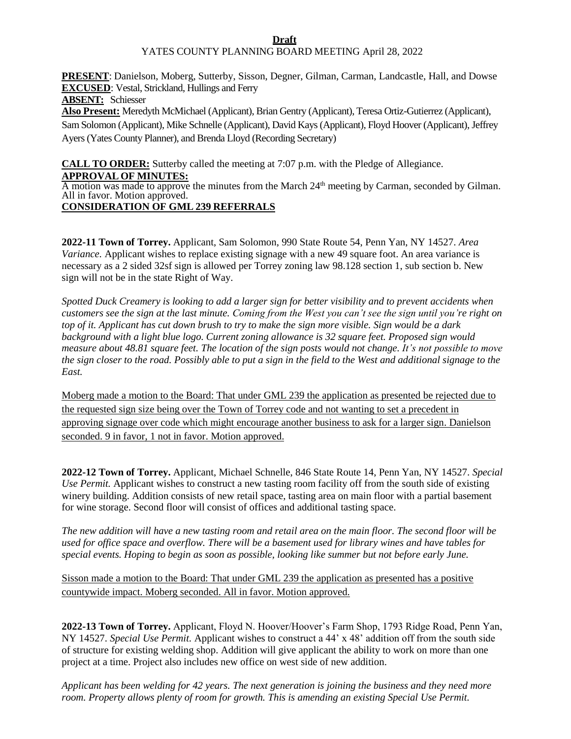**Draft**

YATES COUNTY PLANNING BOARD MEETING April 28, 2022

**PRESENT**: Danielson, Moberg, Sutterby, Sisson, Degner, Gilman, Carman, Landcastle, Hall, and Dowse
**EXCUSED**: Vestal, Strickland, Hullings and Ferry
**ABSENT:** Schiesser
**Also Present:** Meredyth McMichael (Applicant), Brian Gentry (Applicant), Teresa Ortiz-Gutierrez (Applicant), Sam Solomon (Applicant), Mike Schnelle (Applicant), David Kays (Applicant), Floyd Hoover (Applicant), Jeffrey Ayers (Yates County Planner), and Brenda Lloyd (Recording Secretary)

**CALL TO ORDER:** Sutterby called the meeting at 7:07 p.m. with the Pledge of Allegiance.

**APPROVAL OF MINUTES:**
A motion was made to approve the minutes from the March 24th meeting by Carman, seconded by Gilman. All in favor. Motion approved.

**CONSIDERATION OF GML 239 REFERRALS**

**2022-11 Town of Torrey.** Applicant, Sam Solomon, 990 State Route 54, Penn Yan, NY 14527. *Area Variance.* Applicant wishes to replace existing signage with a new 49 square foot. An area variance is necessary as a 2 sided 32sf sign is allowed per Torrey zoning law 98.128 section 1, sub section b. New sign will not be in the state Right of Way.

*Spotted Duck Creamery is looking to add a larger sign for better visibility and to prevent accidents when customers see the sign at the last minute. Coming from the West you can't see the sign until you're right on top of it. Applicant has cut down brush to try to make the sign more visible. Sign would be a dark background with a light blue logo. Current zoning allowance is 32 square feet. Proposed sign would measure about 48.81 square feet. The location of the sign posts would not change. It's not possible to move the sign closer to the road. Possibly able to put a sign in the field to the West and additional signage to the East.*

<u>Moberg made a motion to the Board: That under GML 239 the application as presented be rejected due to the requested sign size being over the Town of Torrey code and not wanting to set a precedent in approving signage over code which might encourage another business to ask for a larger sign. Danielson seconded. 9 in favor, 1 not in favor. Motion approved.</u>

**2022-12 Town of Torrey.** Applicant, Michael Schnelle, 846 State Route 14, Penn Yan, NY 14527. *Special Use Permit.* Applicant wishes to construct a new tasting room facility off from the south side of existing winery building. Addition consists of new retail space, tasting area on main floor with a partial basement for wine storage. Second floor will consist of offices and additional tasting space.

*The new addition will have a new tasting room and retail area on the main floor. The second floor will be used for office space and overflow. There will be a basement used for library wines and have tables for special events. Hoping to begin as soon as possible, looking like summer but not before early June.*

<u>Sisson made a motion to the Board: That under GML 239 the application as presented has a positive countywide impact. Moberg seconded. All in favor. Motion approved.</u>

**2022-13 Town of Torrey.** Applicant, Floyd N. Hoover/Hoover's Farm Shop, 1793 Ridge Road, Penn Yan, NY 14527. *Special Use Permit.* Applicant wishes to construct a 44' x 48' addition off from the south side of structure for existing welding shop. Addition will give applicant the ability to work on more than one project at a time. Project also includes new office on west side of new addition.

*Applicant has been welding for 42 years. The next generation is joining the business and they need more room. Property allows plenty of room for growth. This is amending an existing Special Use Permit.*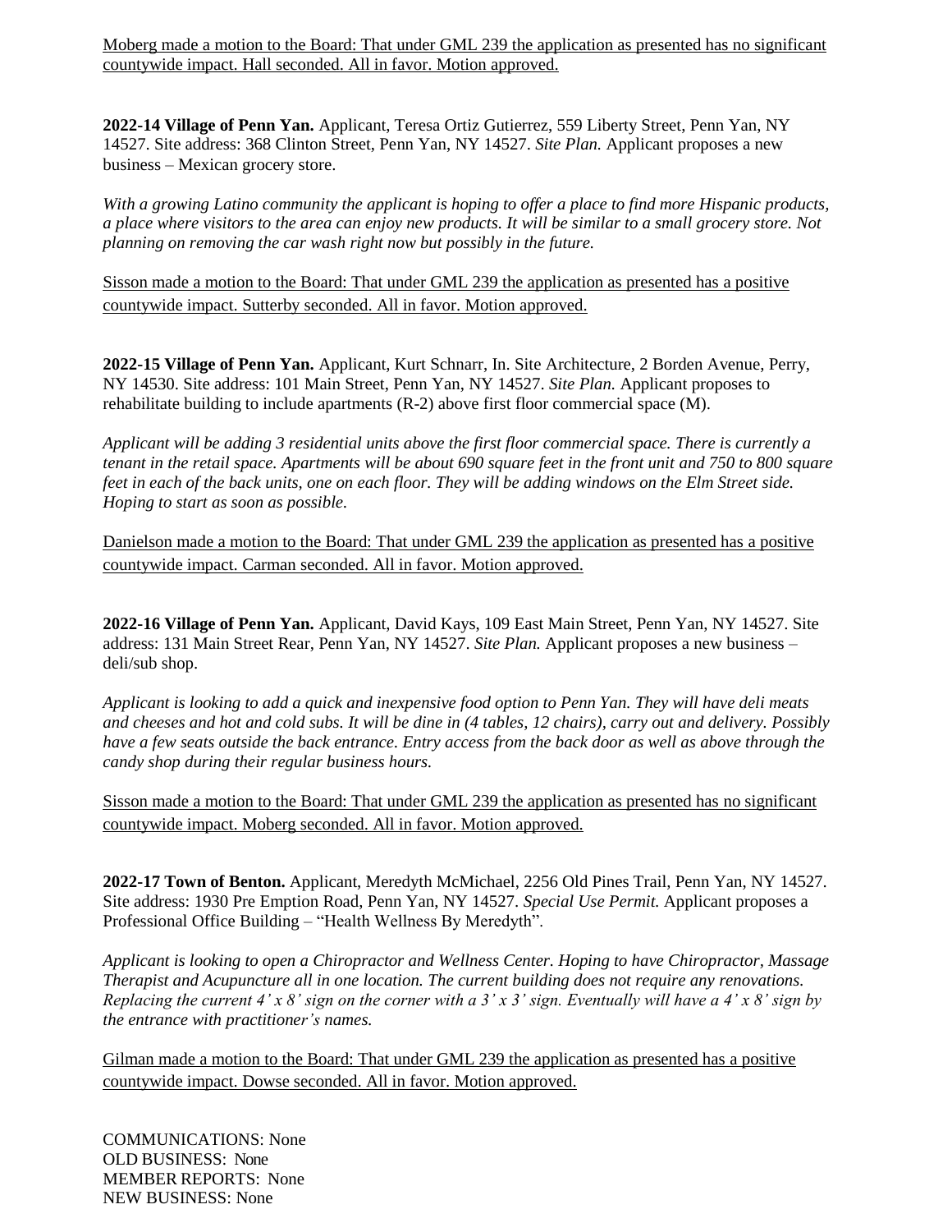Moberg made a motion to the Board: That under GML 239 the application as presented has no significant countywide impact. Hall seconded. All in favor. Motion approved.

**2022-14 Village of Penn Yan.** Applicant, Teresa Ortiz Gutierrez, 559 Liberty Street, Penn Yan, NY 14527. Site address: 368 Clinton Street, Penn Yan, NY 14527. *Site Plan.* Applicant proposes a new business – Mexican grocery store.

*With a growing Latino community the applicant is hoping to offer a place to find more Hispanic products, a place where visitors to the area can enjoy new products. It will be similar to a small grocery store. Not planning on removing the car wash right now but possibly in the future.*

Sisson made a motion to the Board: That under GML 239 the application as presented has a positive countywide impact. Sutterby seconded. All in favor. Motion approved.

**2022-15 Village of Penn Yan.** Applicant, Kurt Schnarr, In. Site Architecture, 2 Borden Avenue, Perry, NY 14530. Site address: 101 Main Street, Penn Yan, NY 14527. *Site Plan.* Applicant proposes to rehabilitate building to include apartments (R-2) above first floor commercial space (M).

*Applicant will be adding 3 residential units above the first floor commercial space. There is currently a tenant in the retail space. Apartments will be about 690 square feet in the front unit and 750 to 800 square feet in each of the back units, one on each floor. They will be adding windows on the Elm Street side. Hoping to start as soon as possible.*

Danielson made a motion to the Board: That under GML 239 the application as presented has a positive countywide impact. Carman seconded. All in favor. Motion approved.

**2022-16 Village of Penn Yan.** Applicant, David Kays, 109 East Main Street, Penn Yan, NY 14527. Site address: 131 Main Street Rear, Penn Yan, NY 14527. *Site Plan.* Applicant proposes a new business – deli/sub shop.

*Applicant is looking to add a quick and inexpensive food option to Penn Yan. They will have deli meats and cheeses and hot and cold subs. It will be dine in (4 tables, 12 chairs), carry out and delivery. Possibly have a few seats outside the back entrance. Entry access from the back door as well as above through the candy shop during their regular business hours.*

Sisson made a motion to the Board: That under GML 239 the application as presented has no significant countywide impact. Moberg seconded. All in favor. Motion approved.

**2022-17 Town of Benton.** Applicant, Meredyth McMichael, 2256 Old Pines Trail, Penn Yan, NY 14527. Site address: 1930 Pre Emption Road, Penn Yan, NY 14527. *Special Use Permit.* Applicant proposes a Professional Office Building – "Health Wellness By Meredyth".

*Applicant is looking to open a Chiropractor and Wellness Center. Hoping to have Chiropractor, Massage Therapist and Acupuncture all in one location. The current building does not require any renovations. Replacing the current 4' x 8' sign on the corner with a 3' x 3' sign. Eventually will have a 4' x 8' sign by the entrance with practitioner's names.*

Gilman made a motion to the Board: That under GML 239 the application as presented has a positive countywide impact. Dowse seconded. All in favor. Motion approved.

COMMUNICATIONS: None
OLD BUSINESS: None
MEMBER REPORTS: None
NEW BUSINESS: None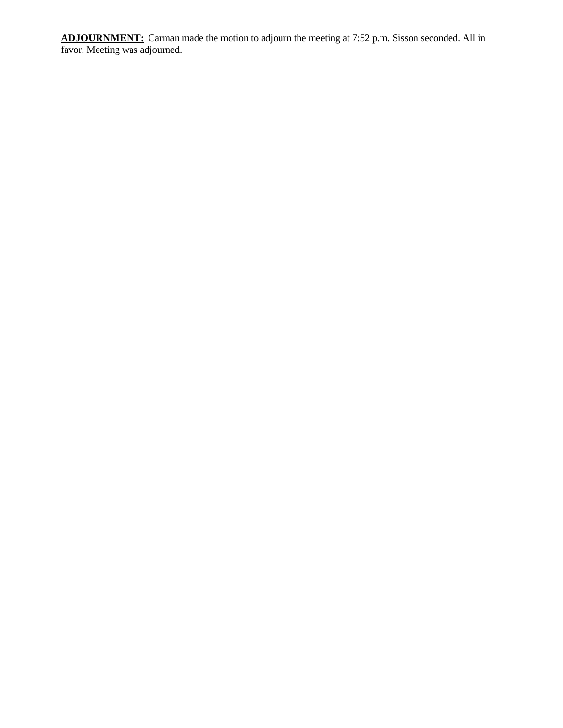**ADJOURNMENT:** Carman made the motion to adjourn the meeting at 7:52 p.m. Sisson seconded. All in favor. Meeting was adjourned.